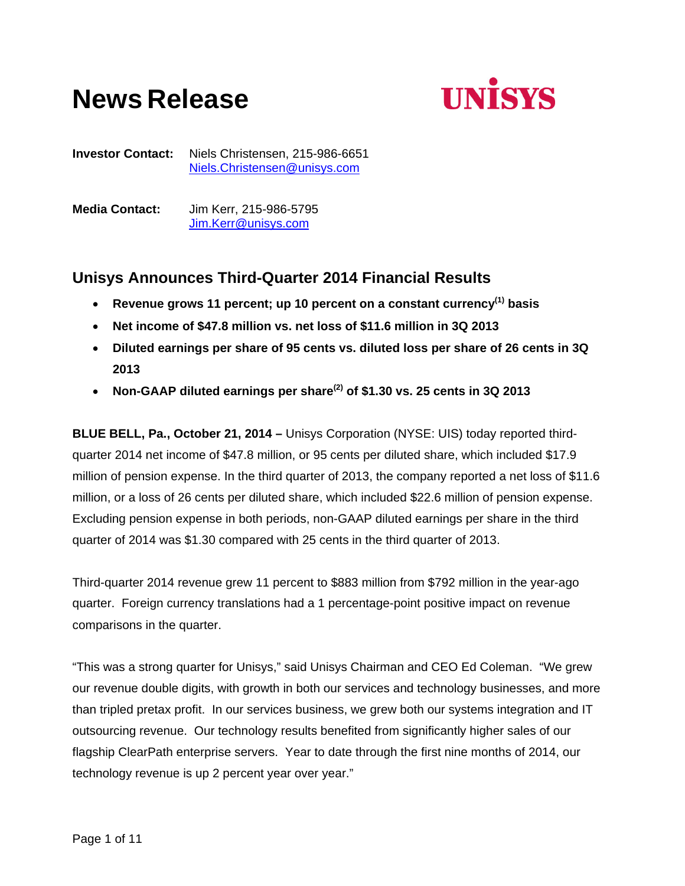# News Release

UNISYS

**Investor Contact:** Niels Christensen, 215-986-6651
Niels.Christensen@unisys.com

**Media Contact:** Jim Kerr, 215-986-5795
Jim.Kerr@unisys.com

## Unisys Announces Third-Quarter 2014 Financial Results

- **Revenue grows 11 percent; up 10 percent on a constant currency[(1)] basis**
- **Net income of $47.8 million vs. net loss of $11.6 million in 3Q 2013**
- **Diluted earnings per share of 95 cents vs. diluted loss per share of 26 cents in 3Q 2013**
- **Non-GAAP diluted earnings per share[(2)] of $1.30 vs. 25 cents in 3Q 2013**

**BLUE BELL, Pa., October 21, 2014 –** Unisys Corporation (NYSE: UIS) today reported third-quarter 2014 net income of $47.8 million, or 95 cents per diluted share, which included $17.9 million of pension expense. In the third quarter of 2013, the company reported a net loss of $11.6 million, or a loss of 26 cents per diluted share, which included $22.6 million of pension expense. Excluding pension expense in both periods, non-GAAP diluted earnings per share in the third quarter of 2014 was $1.30 compared with 25 cents in the third quarter of 2013.

Third-quarter 2014 revenue grew 11 percent to $883 million from $792 million in the year-ago quarter. Foreign currency translations had a 1 percentage-point positive impact on revenue comparisons in the quarter.

"This was a strong quarter for Unisys," said Unisys Chairman and CEO Ed Coleman. "We grew our revenue double digits, with growth in both our services and technology businesses, and more than tripled pretax profit. In our services business, we grew both our systems integration and IT outsourcing revenue. Our technology results benefited from significantly higher sales of our flagship ClearPath enterprise servers. Year to date through the first nine months of 2014, our technology revenue is up 2 percent year over year."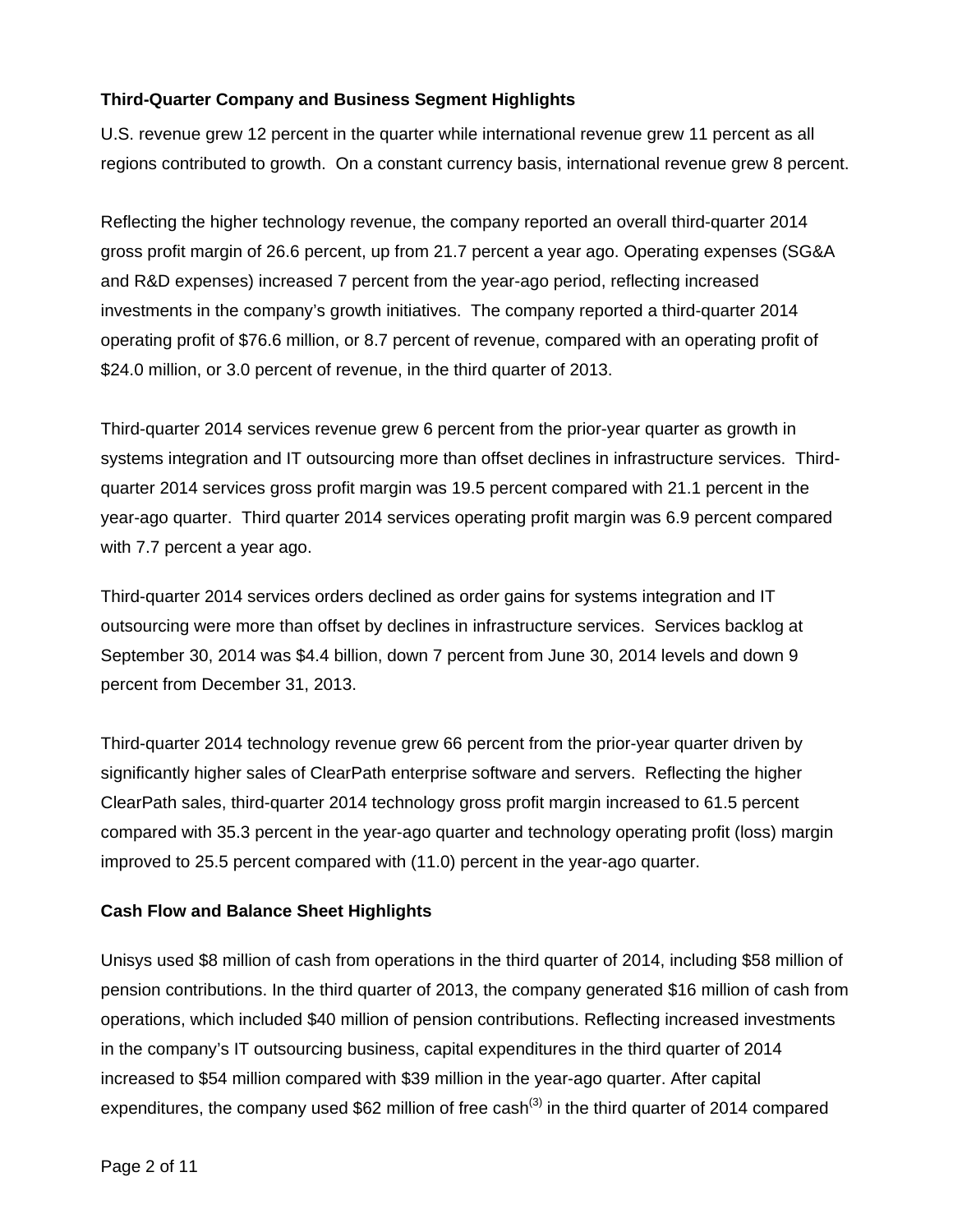**Third-Quarter Company and Business Segment Highlights**

U.S. revenue grew 12 percent in the quarter while international revenue grew 11 percent as all regions contributed to growth. On a constant currency basis, international revenue grew 8 percent.

Reflecting the higher technology revenue, the company reported an overall third-quarter 2014 gross profit margin of 26.6 percent, up from 21.7 percent a year ago. Operating expenses (SG&A and R&D expenses) increased 7 percent from the year-ago period, reflecting increased investments in the company's growth initiatives. The company reported a third-quarter 2014 operating profit of $76.6 million, or 8.7 percent of revenue, compared with an operating profit of $24.0 million, or 3.0 percent of revenue, in the third quarter of 2013.

Third-quarter 2014 services revenue grew 6 percent from the prior-year quarter as growth in systems integration and IT outsourcing more than offset declines in infrastructure services. Third-quarter 2014 services gross profit margin was 19.5 percent compared with 21.1 percent in the year-ago quarter. Third quarter 2014 services operating profit margin was 6.9 percent compared with 7.7 percent a year ago.

Third-quarter 2014 services orders declined as order gains for systems integration and IT outsourcing were more than offset by declines in infrastructure services. Services backlog at September 30, 2014 was $4.4 billion, down 7 percent from June 30, 2014 levels and down 9 percent from December 31, 2013.

Third-quarter 2014 technology revenue grew 66 percent from the prior-year quarter driven by significantly higher sales of ClearPath enterprise software and servers. Reflecting the higher ClearPath sales, third-quarter 2014 technology gross profit margin increased to 61.5 percent compared with 35.3 percent in the year-ago quarter and technology operating profit (loss) margin improved to 25.5 percent compared with (11.0) percent in the year-ago quarter.

**Cash Flow and Balance Sheet Highlights**

Unisys used $8 million of cash from operations in the third quarter of 2014, including $58 million of pension contributions. In the third quarter of 2013, the company generated $16 million of cash from operations, which included $40 million of pension contributions. Reflecting increased investments in the company's IT outsourcing business, capital expenditures in the third quarter of 2014 increased to $54 million compared with $39 million in the year-ago quarter. After capital expenditures, the company used $62 million of free cash[3] in the third quarter of 2014 compared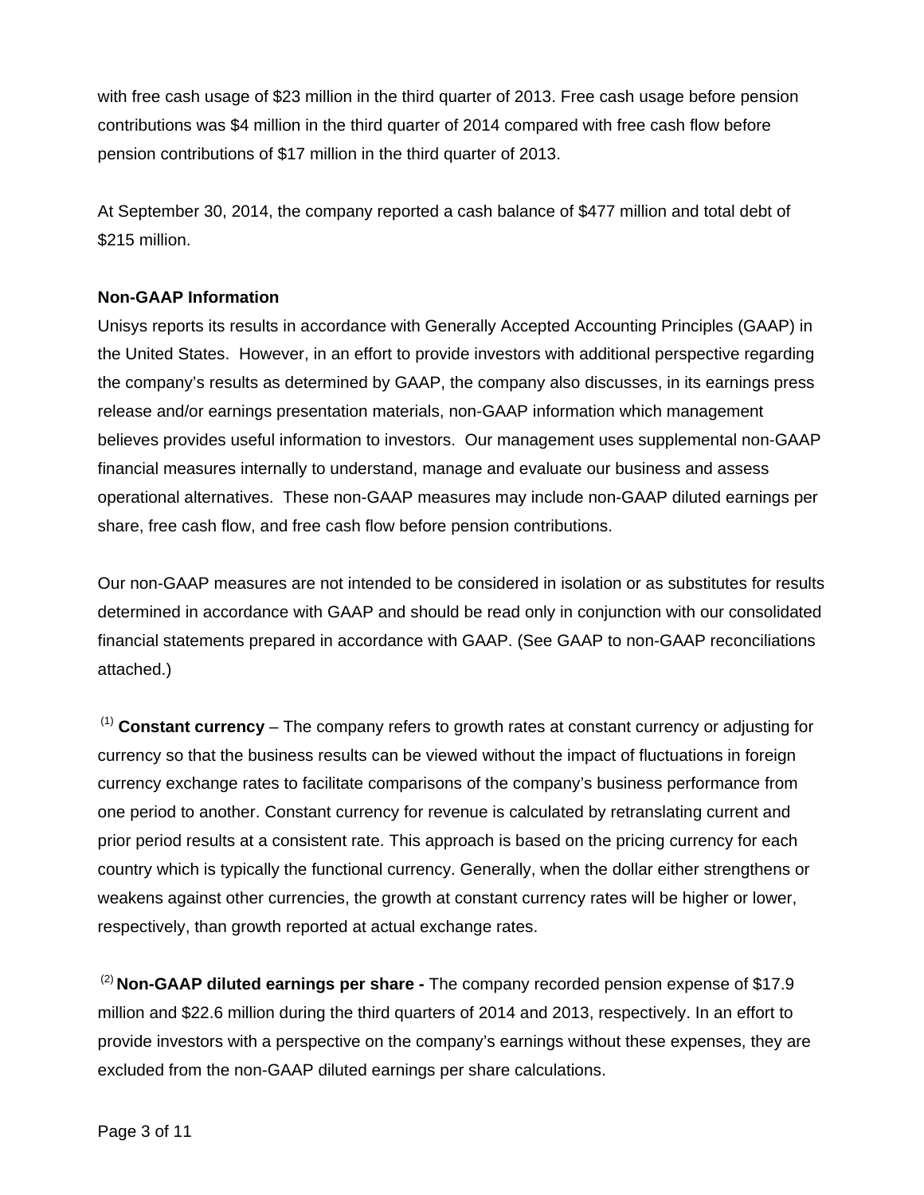with free cash usage of $23 million in the third quarter of 2013. Free cash usage before pension contributions was $4 million in the third quarter of 2014 compared with free cash flow before pension contributions of $17 million in the third quarter of 2013.

At September 30, 2014, the company reported a cash balance of $477 million and total debt of $215 million.

**Non-GAAP Information**

Unisys reports its results in accordance with Generally Accepted Accounting Principles (GAAP) in the United States. However, in an effort to provide investors with additional perspective regarding the company's results as determined by GAAP, the company also discusses, in its earnings press release and/or earnings presentation materials, non-GAAP information which management believes provides useful information to investors. Our management uses supplemental non-GAAP financial measures internally to understand, manage and evaluate our business and assess operational alternatives. These non-GAAP measures may include non-GAAP diluted earnings per share, free cash flow, and free cash flow before pension contributions.

Our non-GAAP measures are not intended to be considered in isolation or as substitutes for results determined in accordance with GAAP and should be read only in conjunction with our consolidated financial statements prepared in accordance with GAAP. (See GAAP to non-GAAP reconciliations attached.)

(1) **Constant currency** – The company refers to growth rates at constant currency or adjusting for currency so that the business results can be viewed without the impact of fluctuations in foreign currency exchange rates to facilitate comparisons of the company's business performance from one period to another. Constant currency for revenue is calculated by retranslating current and prior period results at a consistent rate. This approach is based on the pricing currency for each country which is typically the functional currency. Generally, when the dollar either strengthens or weakens against other currencies, the growth at constant currency rates will be higher or lower, respectively, than growth reported at actual exchange rates.

(2) **Non-GAAP diluted earnings per share -** The company recorded pension expense of $17.9 million and $22.6 million during the third quarters of 2014 and 2013, respectively. In an effort to provide investors with a perspective on the company's earnings without these expenses, they are excluded from the non-GAAP diluted earnings per share calculations.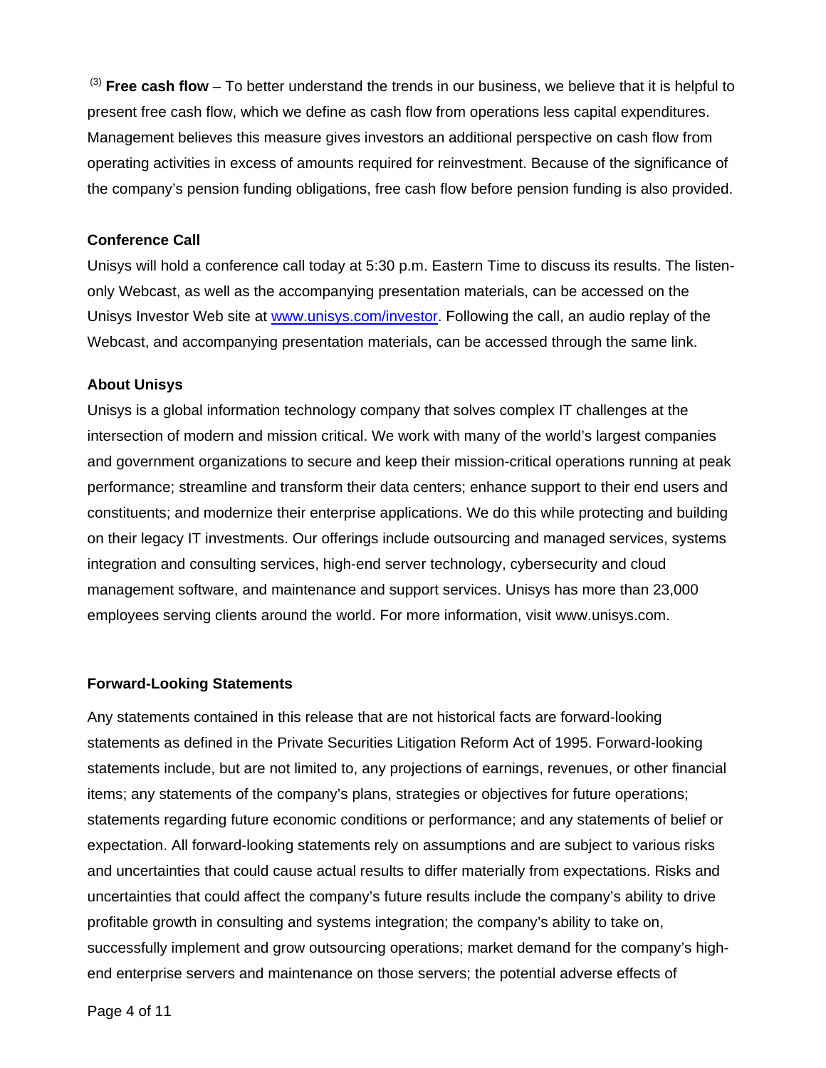[3] **Free cash flow** – To better understand the trends in our business, we believe that it is helpful to present free cash flow, which we define as cash flow from operations less capital expenditures. Management believes this measure gives investors an additional perspective on cash flow from operating activities in excess of amounts required for reinvestment. Because of the significance of the company's pension funding obligations, free cash flow before pension funding is also provided.

**Conference Call**

Unisys will hold a conference call today at 5:30 p.m. Eastern Time to discuss its results. The listen-only Webcast, as well as the accompanying presentation materials, can be accessed on the Unisys Investor Web site at [www.unisys.com/investor](http://www.unisys.com/investor). Following the call, an audio replay of the Webcast, and accompanying presentation materials, can be accessed through the same link.

**About Unisys**

Unisys is a global information technology company that solves complex IT challenges at the intersection of modern and mission critical. We work with many of the world's largest companies and government organizations to secure and keep their mission-critical operations running at peak performance; streamline and transform their data centers; enhance support to their end users and constituents; and modernize their enterprise applications. We do this while protecting and building on their legacy IT investments. Our offerings include outsourcing and managed services, systems integration and consulting services, high-end server technology, cybersecurity and cloud management software, and maintenance and support services. Unisys has more than 23,000 employees serving clients around the world. For more information, visit www.unisys.com.

**Forward-Looking Statements**

Any statements contained in this release that are not historical facts are forward-looking statements as defined in the Private Securities Litigation Reform Act of 1995. Forward-looking statements include, but are not limited to, any projections of earnings, revenues, or other financial items; any statements of the company's plans, strategies or objectives for future operations; statements regarding future economic conditions or performance; and any statements of belief or expectation. All forward-looking statements rely on assumptions and are subject to various risks and uncertainties that could cause actual results to differ materially from expectations. Risks and uncertainties that could affect the company's future results include the company's ability to drive profitable growth in consulting and systems integration; the company's ability to take on, successfully implement and grow outsourcing operations; market demand for the company's high-end enterprise servers and maintenance on those servers; the potential adverse effects of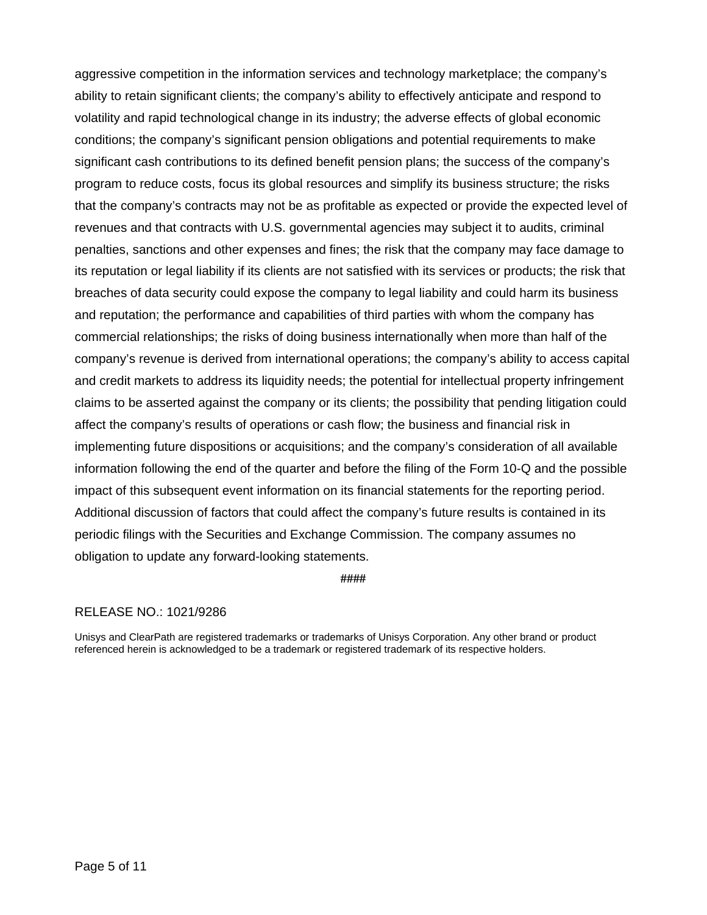aggressive competition in the information services and technology marketplace; the company's ability to retain significant clients; the company's ability to effectively anticipate and respond to volatility and rapid technological change in its industry; the adverse effects of global economic conditions; the company's significant pension obligations and potential requirements to make significant cash contributions to its defined benefit pension plans; the success of the company's program to reduce costs, focus its global resources and simplify its business structure; the risks that the company's contracts may not be as profitable as expected or provide the expected level of revenues and that contracts with U.S. governmental agencies may subject it to audits, criminal penalties, sanctions and other expenses and fines; the risk that the company may face damage to its reputation or legal liability if its clients are not satisfied with its services or products; the risk that breaches of data security could expose the company to legal liability and could harm its business and reputation; the performance and capabilities of third parties with whom the company has commercial relationships; the risks of doing business internationally when more than half of the company's revenue is derived from international operations; the company's ability to access capital and credit markets to address its liquidity needs; the potential for intellectual property infringement claims to be asserted against the company or its clients; the possibility that pending litigation could affect the company's results of operations or cash flow; the business and financial risk in implementing future dispositions or acquisitions; and the company's consideration of all available information following the end of the quarter and before the filing of the Form 10-Q and the possible impact of this subsequent event information on its financial statements for the reporting period. Additional discussion of factors that could affect the company's future results is contained in its periodic filings with the Securities and Exchange Commission. The company assumes no obligation to update any forward-looking statements.

####

RELEASE NO.: 1021/9286

Unisys and ClearPath are registered trademarks or trademarks of Unisys Corporation. Any other brand or product referenced herein is acknowledged to be a trademark or registered trademark of its respective holders.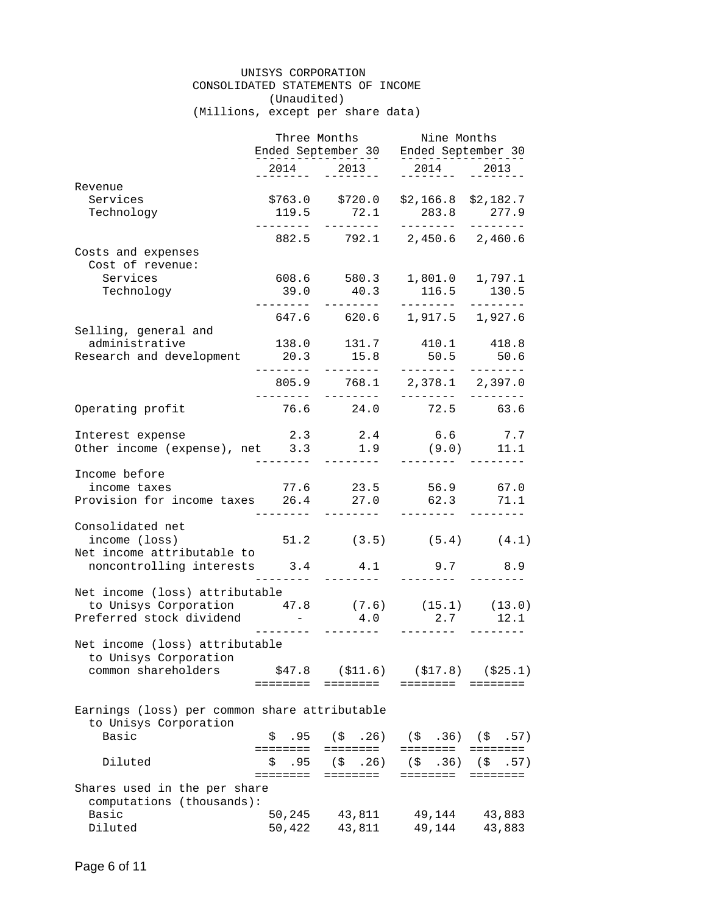# UNISYS CORPORATION

## CONSOLIDATED STATEMENTS OF INCOME

(Unaudited)

(Millions, except per share data)

| | Three Months Ended September 30 | | Nine Months Ended September 30 | |
|---|---|---|---|---|
| | 2014 | 2013 | 2014 | 2013 |
| Revenue | | | | |
| Services | $763.0 | $720.0 | $2,166.8 | $2,182.7 |
| Technology | 119.5 | 72.1 | 283.8 | 277.9 |
| | 882.5 | 792.1 | 2,450.6 | 2,460.6 |
| Costs and expenses | | | | |
| Cost of revenue: | | | | |
| Services | 608.6 | 580.3 | 1,801.0 | 1,797.1 |
| Technology | 39.0 | 40.3 | 116.5 | 130.5 |
| | 647.6 | 620.6 | 1,917.5 | 1,927.6 |
| Selling, general and administrative | 138.0 | 131.7 | 410.1 | 418.8 |
| Research and development | 20.3 | 15.8 | 50.5 | 50.6 |
| | 805.9 | 768.1 | 2,378.1 | 2,397.0 |
| Operating profit | 76.6 | 24.0 | 72.5 | 63.6 |
| Interest expense | 2.3 | 2.4 | 6.6 | 7.7 |
| Other income (expense), net | 3.3 | 1.9 | (9.0) | 11.1 |
| Income before income taxes | 77.6 | 23.5 | 56.9 | 67.0 |
| Provision for income taxes | 26.4 | 27.0 | 62.3 | 71.1 |
| Consolidated net income (loss) | 51.2 | (3.5) | (5.4) | (4.1) |
| Net income attributable to noncontrolling interests | 3.4 | 4.1 | 9.7 | 8.9 |
| Net income (loss) attributable to Unisys Corporation | 47.8 | (7.6) | (15.1) | (13.0) |
| Preferred stock dividend | - | 4.0 | 2.7 | 12.1 |
| Net income (loss) attributable to Unisys Corporation common shareholders | $47.8 | ($11.6) | ($17.8) | ($25.1) |
| Earnings (loss) per common share attributable to Unisys Corporation | | | | |
| Basic | $ .95 | ($ .26) | ($ .36) | ($ .57) |
| Diluted | $ .95 | ($ .26) | ($ .36) | ($ .57) |
| Shares used in the per share computations (thousands): | | | | |
| Basic | 50,245 | 43,811 | 49,144 | 43,883 |
| Diluted | 50,422 | 43,811 | 49,144 | 43,883 |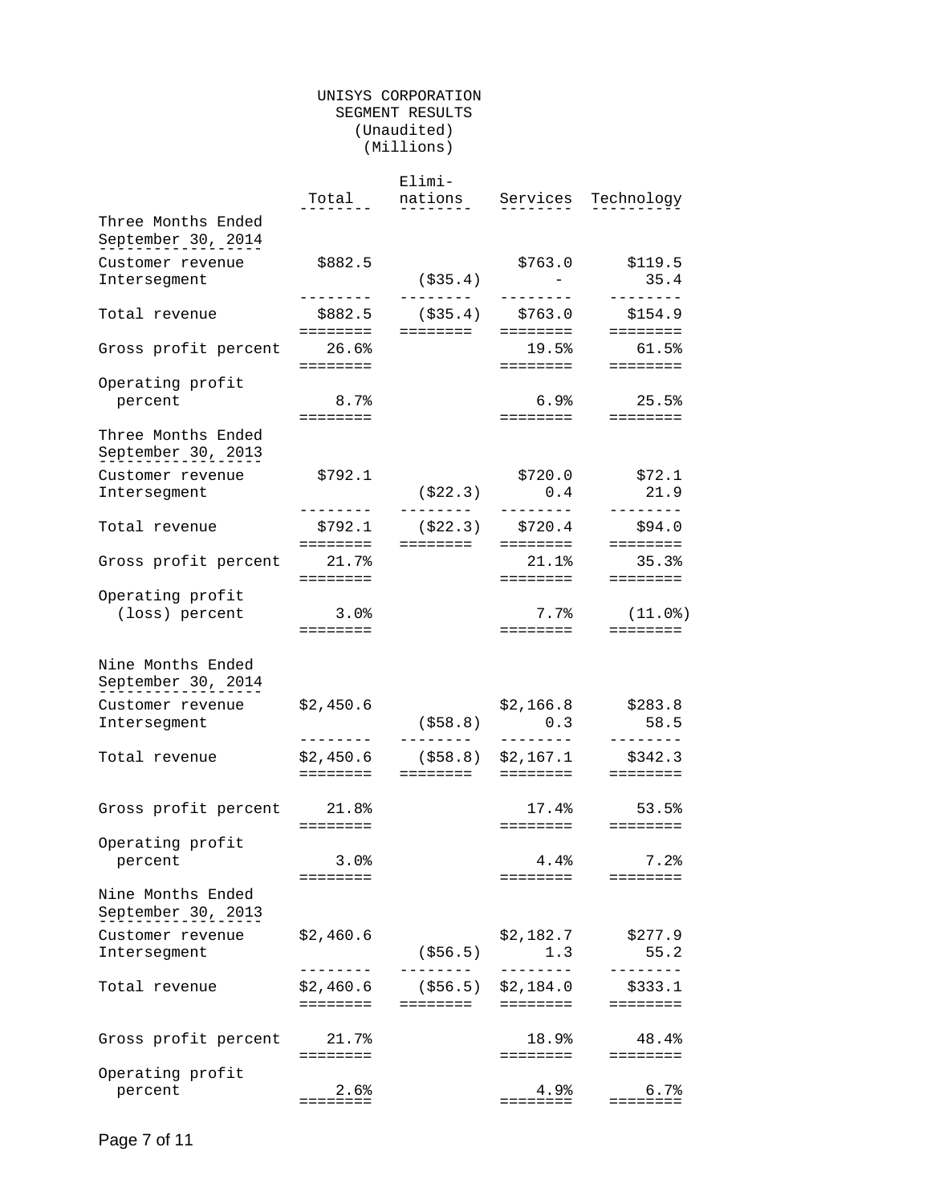# UNISYS CORPORATION
## SEGMENT RESULTS
(Unaudited)
(Millions)

| | Total | Eliminations | Services | Technology |
|---|---|---|---|---|
| **Three Months Ended September 30, 2014** | | | | |
| Customer revenue | $882.5 | | $763.0 | $119.5 |
| Intersegment | | ($35.4) | - | 35.4 |
| Total revenue | $882.5 | ($35.4) | $763.0 | $154.9 |
| Gross profit percent | 26.6% | | 19.5% | 61.5% |
| Operating profit percent | 8.7% | | 6.9% | 25.5% |
| **Three Months Ended September 30, 2013** | | | | |
| Customer revenue | $792.1 | | $720.0 | $72.1 |
| Intersegment | | ($22.3) | 0.4 | 21.9 |
| Total revenue | $792.1 | ($22.3) | $720.4 | $94.0 |
| Gross profit percent | 21.7% | | 21.1% | 35.3% |
| Operating profit (loss) percent | 3.0% | | 7.7% | (11.0%) |
| **Nine Months Ended September 30, 2014** | | | | |
| Customer revenue | $2,450.6 | | $2,166.8 | $283.8 |
| Intersegment | | ($58.8) | 0.3 | 58.5 |
| Total revenue | $2,450.6 | ($58.8) | $2,167.1 | $342.3 |
| Gross profit percent | 21.8% | | 17.4% | 53.5% |
| Operating profit percent | 3.0% | | 4.4% | 7.2% |
| **Nine Months Ended September 30, 2013** | | | | |
| Customer revenue | $2,460.6 | | $2,182.7 | $277.9 |
| Intersegment | | ($56.5) | 1.3 | 55.2 |
| Total revenue | $2,460.6 | ($56.5) | $2,184.0 | $333.1 |
| Gross profit percent | 21.7% | | 18.9% | 48.4% |
| Operating profit percent | 2.6% | | 4.9% | 6.7% |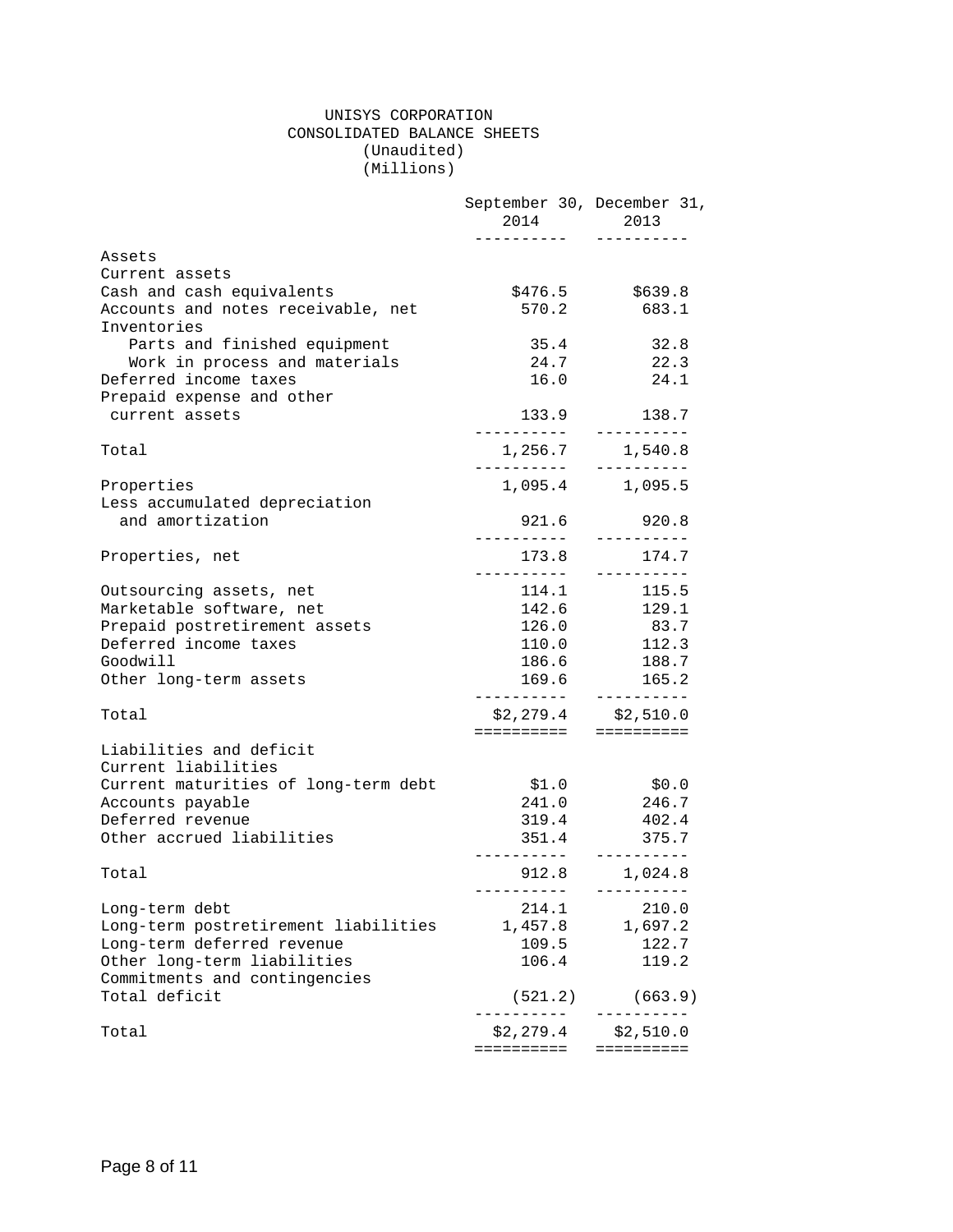# UNISYS CORPORATION

## CONSOLIDATED BALANCE SHEETS

(Unaudited)

(Millions)

| | September 30, 2014 | December 31, 2013 |
|---|---|---|
| **Assets** | | |
| Current assets | | |
| Cash and cash equivalents | $476.5 | $639.8 |
| Accounts and notes receivable, net | 570.2 | 683.1 |
| Inventories | | |
| Parts and finished equipment | 35.4 | 32.8 |
| Work in process and materials | 24.7 | 22.3 |
| Deferred income taxes | 16.0 | 24.1 |
| Prepaid expense and other current assets | 133.9 | 138.7 |
| Total | 1,256.7 | 1,540.8 |
| Properties | 1,095.4 | 1,095.5 |
| Less accumulated depreciation and amortization | 921.6 | 920.8 |
| Properties, net | 173.8 | 174.7 |
| Outsourcing assets, net | 114.1 | 115.5 |
| Marketable software, net | 142.6 | 129.1 |
| Prepaid postretirement assets | 126.0 | 83.7 |
| Deferred income taxes | 110.0 | 112.3 |
| Goodwill | 186.6 | 188.7 |
| Other long-term assets | 169.6 | 165.2 |
| Total | $2,279.4 | $2,510.0 |
| **Liabilities and deficit** | | |
| Current liabilities | | |
| Current maturities of long-term debt | $1.0 | $0.0 |
| Accounts payable | 241.0 | 246.7 |
| Deferred revenue | 319.4 | 402.4 |
| Other accrued liabilities | 351.4 | 375.7 |
| Total | 912.8 | 1,024.8 |
| Long-term debt | 214.1 | 210.0 |
| Long-term postretirement liabilities | 1,457.8 | 1,697.2 |
| Long-term deferred revenue | 109.5 | 122.7 |
| Other long-term liabilities | 106.4 | 119.2 |
| Commitments and contingencies | | |
| Total deficit | (521.2) | (663.9) |
| Total | $2,279.4 | $2,510.0 |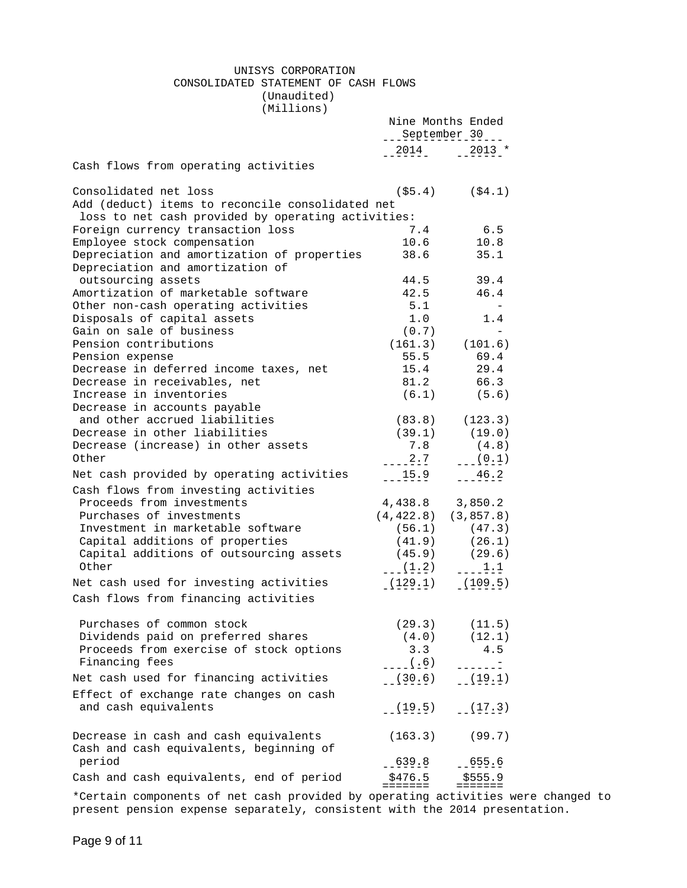UNISYS CORPORATION
CONSOLIDATED STATEMENT OF CASH FLOWS
(Unaudited)
(Millions)

| | Nine Months Ended September 30 | |
|---|---|---|
| | 2014 | 2013 * |
| Cash flows from operating activities | | |
| Consolidated net loss | ($5.4) | ($4.1) |
| Add (deduct) items to reconcile consolidated net loss to net cash provided by operating activities: | | |
| Foreign currency transaction loss | 7.4 | 6.5 |
| Employee stock compensation | 10.6 | 10.8 |
| Depreciation and amortization of properties | 38.6 | 35.1 |
| Depreciation and amortization of outsourcing assets | 44.5 | 39.4 |
| Amortization of marketable software | 42.5 | 46.4 |
| Other non-cash operating activities | 5.1 | - |
| Disposals of capital assets | 1.0 | 1.4 |
| Gain on sale of business | (0.7) | - |
| Pension contributions | (161.3) | (101.6) |
| Pension expense | 55.5 | 69.4 |
| Decrease in deferred income taxes, net | 15.4 | 29.4 |
| Decrease in receivables, net | 81.2 | 66.3 |
| Increase in inventories | (6.1) | (5.6) |
| Decrease in accounts payable and other accrued liabilities | (83.8) | (123.3) |
| Decrease in other liabilities | (39.1) | (19.0) |
| Decrease (increase) in other assets | 7.8 | (4.8) |
| Other | 2.7 | (0.1) |
| Net cash provided by operating activities | 15.9 | 46.2 |
| Cash flows from investing activities | | |
| Proceeds from investments | 4,438.8 | 3,850.2 |
| Purchases of investments | (4,422.8) | (3,857.8) |
| Investment in marketable software | (56.1) | (47.3) |
| Capital additions of properties | (41.9) | (26.1) |
| Capital additions of outsourcing assets | (45.9) | (29.6) |
| Other | (1.2) | 1.1 |
| Net cash used for investing activities | (129.1) | (109.5) |
| Cash flows from financing activities | | |
| Purchases of common stock | (29.3) | (11.5) |
| Dividends paid on preferred shares | (4.0) | (12.1) |
| Proceeds from exercise of stock options | 3.3 | 4.5 |
| Financing fees | (.6) | - |
| Net cash used for financing activities | (30.6) | (19.1) |
| Effect of exchange rate changes on cash and cash equivalents | (19.5) | (17.3) |
| Decrease in cash and cash equivalents | (163.3) | (99.7) |
| Cash and cash equivalents, beginning of period | 639.8 | 655.6 |
| Cash and cash equivalents, end of period | $476.5 | $555.9 |

*Certain components of net cash provided by operating activities were changed to present pension expense separately, consistent with the 2014 presentation.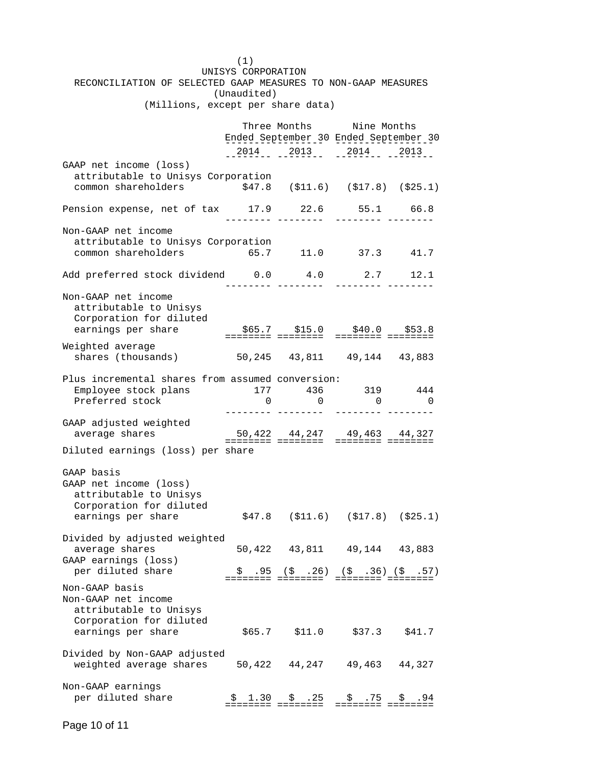(1)

UNISYS CORPORATION

RECONCILIATION OF SELECTED GAAP MEASURES TO NON-GAAP MEASURES

(Unaudited)

(Millions, except per share data)

| | Three Months Ended September 30 | | Nine Months Ended September 30 | |
|---|---|---|---|---|
| | 2014 | 2013 | 2014 | 2013 |
| GAAP net income (loss) attributable to Unisys Corporation common shareholders | $47.8 | ($11.6) | ($17.8) | ($25.1) |
| Pension expense, net of tax | 17.9 | 22.6 | 55.1 | 66.8 |
| Non-GAAP net income attributable to Unisys Corporation common shareholders | 65.7 | 11.0 | 37.3 | 41.7 |
| Add preferred stock dividend | 0.0 | 4.0 | 2.7 | 12.1 |
| Non-GAAP net income attributable to Unisys Corporation for diluted earnings per share | $65.7 | $15.0 | $40.0 | $53.8 |
| Weighted average shares (thousands) | 50,245 | 43,811 | 49,144 | 43,883 |
| Plus incremental shares from assumed conversion: | | | | |
| Employee stock plans | 177 | 436 | 319 | 444 |
| Preferred stock | 0 | 0 | 0 | 0 |
| GAAP adjusted weighted average shares | 50,422 | 44,247 | 49,463 | 44,327 |
| Diluted earnings (loss) per share | | | | |
| GAAP basis | | | | |
| GAAP net income (loss) attributable to Unisys Corporation for diluted earnings per share | $47.8 | ($11.6) | ($17.8) | ($25.1) |
| Divided by adjusted weighted average shares | 50,422 | 43,811 | 49,144 | 43,883 |
| GAAP earnings (loss) per diluted share | $ .95 | ($ .26) | ($ .36) | ($ .57) |
| Non-GAAP basis | | | | |
| Non-GAAP net income attributable to Unisys Corporation for diluted earnings per share | $65.7 | $11.0 | $37.3 | $41.7 |
| Divided by Non-GAAP adjusted weighted average shares | 50,422 | 44,247 | 49,463 | 44,327 |
| Non-GAAP earnings per diluted share | $ 1.30 | $ .25 | $ .75 | $ .94 |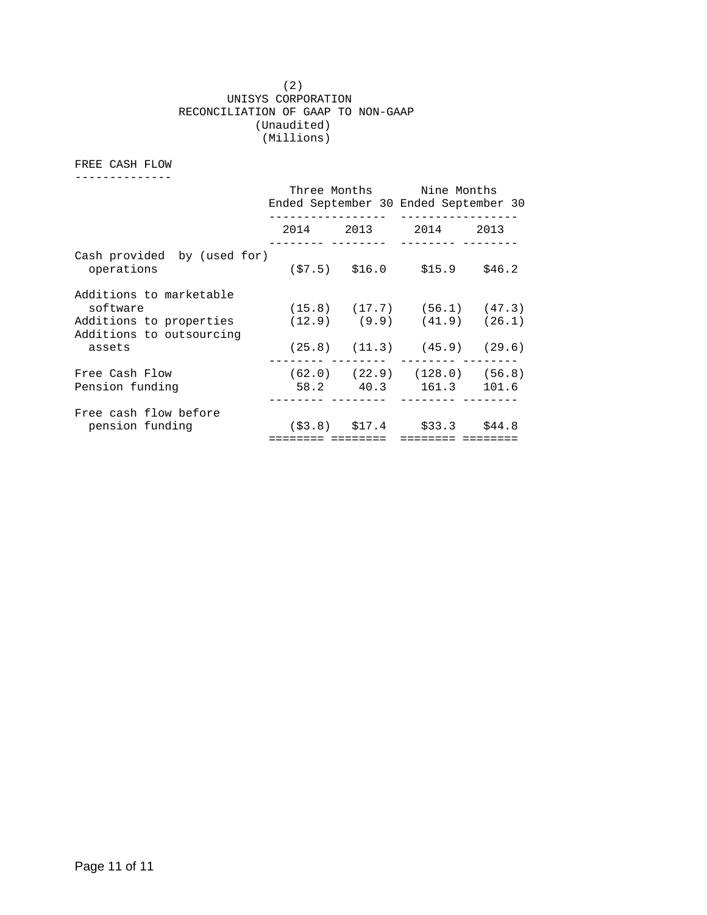(2)

UNISYS CORPORATION

RECONCILIATION OF GAAP TO NON-GAAP

(Unaudited)

(Millions)

FREE CASH FLOW

| | Three Months Ended September 30 | | Nine Months Ended September 30 | |
|---|---|---|---|---|
| | 2014 | 2013 | 2014 | 2013 |
| Cash provided by (used for) operations | ($7.5) | $16.0 | $15.9 | $46.2 |
| Additions to marketable software | (15.8) | (17.7) | (56.1) | (47.3) |
| Additions to properties | (12.9) | (9.9) | (41.9) | (26.1) |
| Additions to outsourcing assets | (25.8) | (11.3) | (45.9) | (29.6) |
| Free Cash Flow | (62.0) | (22.9) | (128.0) | (56.8) |
| Pension funding | 58.2 | 40.3 | 161.3 | 101.6 |
| Free cash flow before pension funding | ($3.8) | $17.4 | $33.3 | $44.8 |